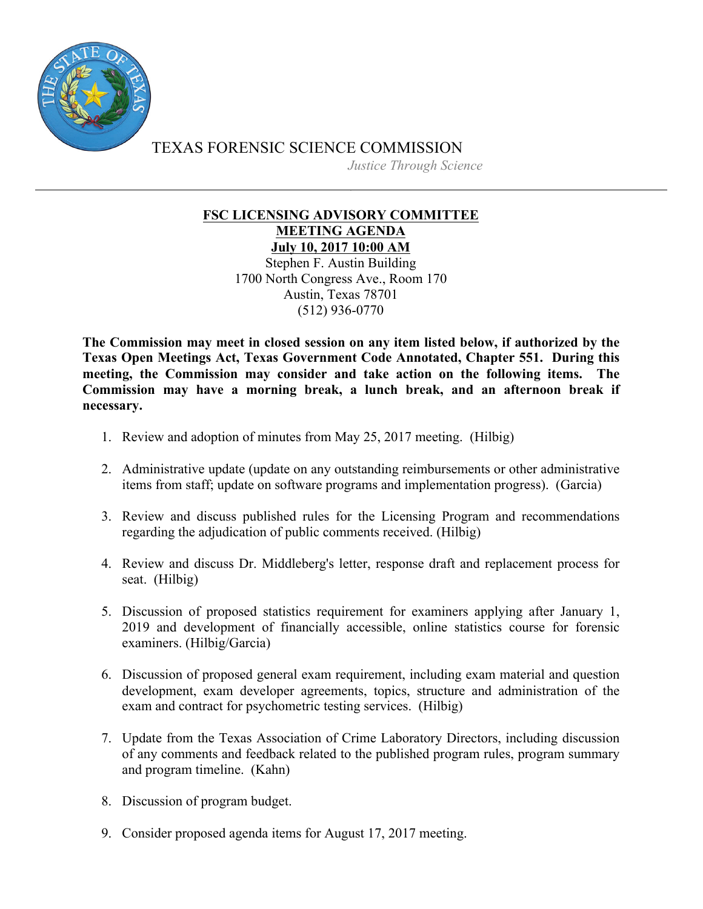TEXAS FORENSIC SCIENCE COMMISSION

*Justice Through Science*

---

**FSC LICENSING ADVISORY COMMITTEE**
**MEETING AGENDA**
**July 10, 2017 10:00 AM**

Stephen F. Austin Building
1700 North Congress Ave., Room 170
Austin, Texas 78701
(512) 936-0770

**The Commission may meet in closed session on any item listed below, if authorized by the Texas Open Meetings Act, Texas Government Code Annotated, Chapter 551. During this meeting, the Commission may consider and take action on the following items. The Commission may have a morning break, a lunch break, and an afternoon break if necessary.**

1. Review and adoption of minutes from May 25, 2017 meeting. (Hilbig)

2. Administrative update (update on any outstanding reimbursements or other administrative items from staff; update on software programs and implementation progress). (Garcia)

3. Review and discuss published rules for the Licensing Program and recommendations regarding the adjudication of public comments received. (Hilbig)

4. Review and discuss Dr. Middleberg's letter, response draft and replacement process for seat. (Hilbig)

5. Discussion of proposed statistics requirement for examiners applying after January 1, 2019 and development of financially accessible, online statistics course for forensic examiners. (Hilbig/Garcia)

6. Discussion of proposed general exam requirement, including exam material and question development, exam developer agreements, topics, structure and administration of the exam and contract for psychometric testing services. (Hilbig)

7. Update from the Texas Association of Crime Laboratory Directors, including discussion of any comments and feedback related to the published program rules, program summary and program timeline. (Kahn)

8. Discussion of program budget.

9. Consider proposed agenda items for August 17, 2017 meeting.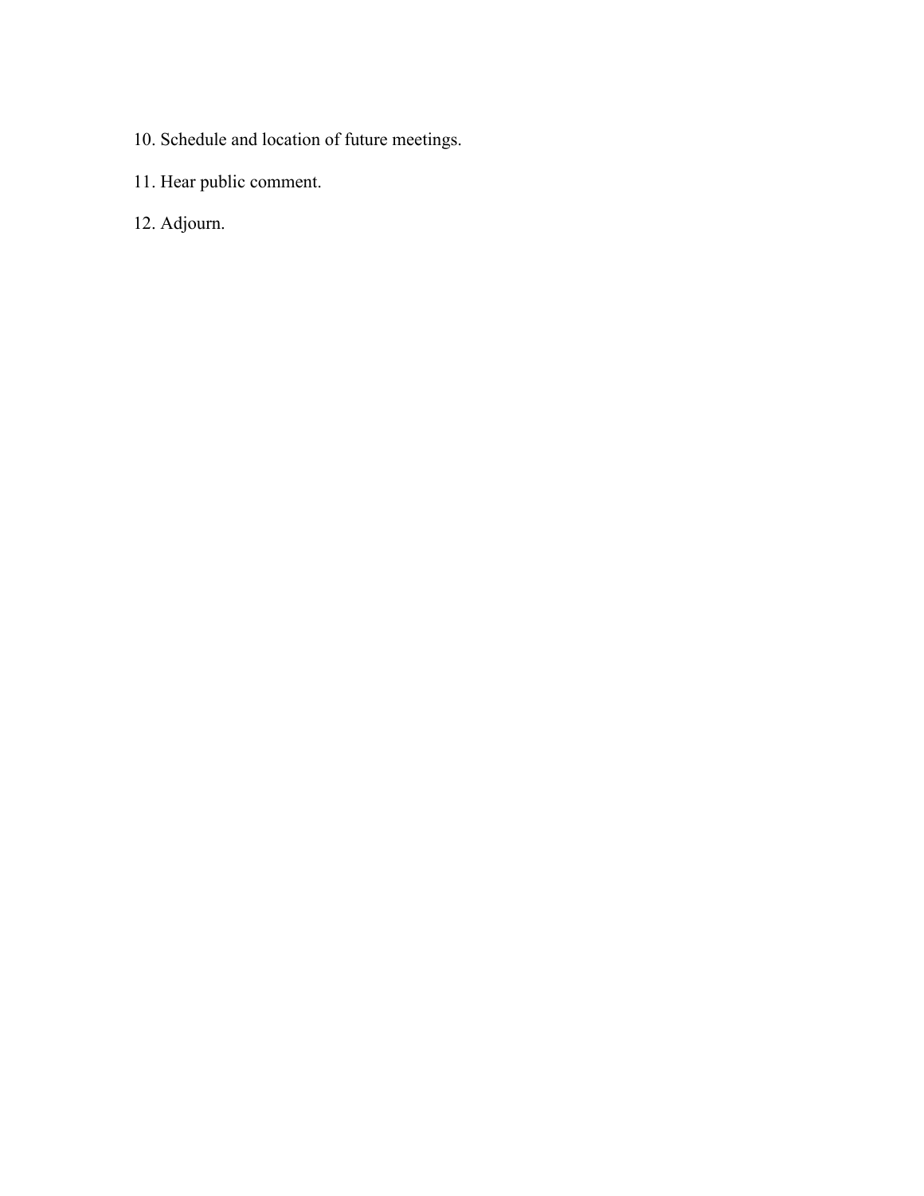10. Schedule and location of future meetings.

11. Hear public comment.

12. Adjourn.